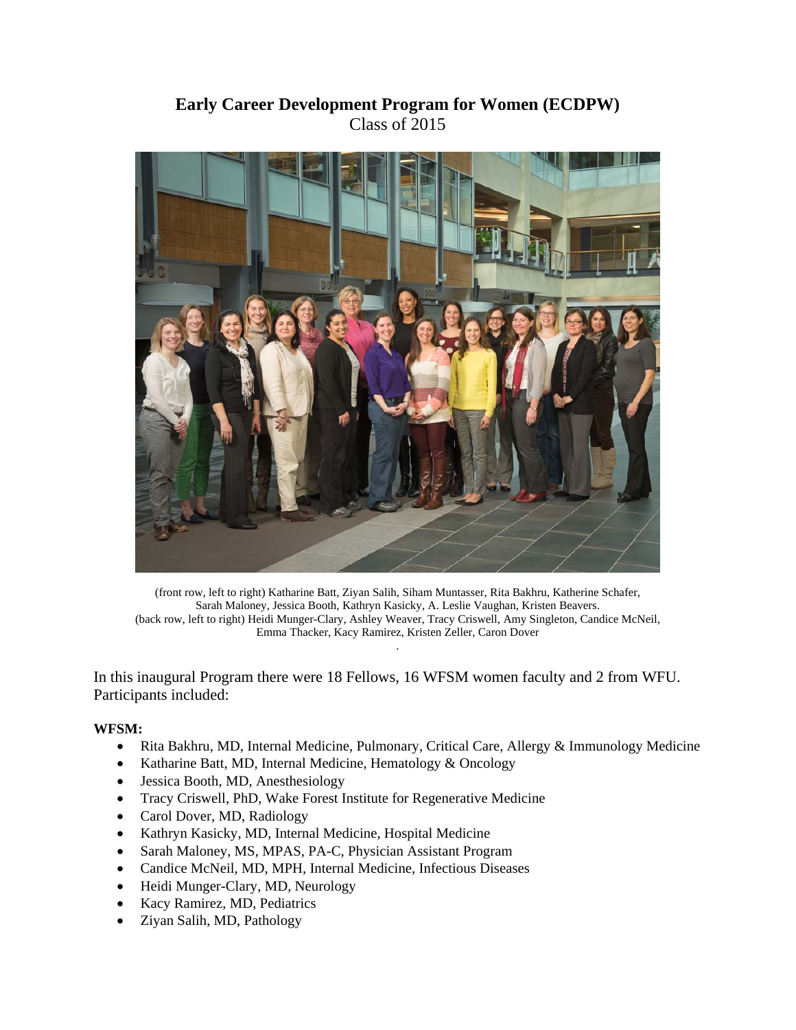**Early Career Development Program for Women (ECDPW)**
Class of 2015

(front row, left to right) Katharine Batt, Ziyan Salih, Siham Muntasser, Rita Bakhru, Katherine Schafer, Sarah Maloney, Jessica Booth, Kathryn Kasicky, A. Leslie Vaughan, Kristen Beavers.
(back row, left to right) Heidi Munger-Clary, Ashley Weaver, Tracy Criswell, Amy Singleton, Candice McNeil, Emma Thacker, Kacy Ramirez, Kristen Zeller, Caron Dover

In this inaugural Program there were 18 Fellows, 16 WFSM women faculty and 2 from WFU. Participants included:

**WFSM:**

- Rita Bakhru, MD, Internal Medicine, Pulmonary, Critical Care, Allergy & Immunology Medicine
- Katharine Batt, MD, Internal Medicine, Hematology & Oncology
- Jessica Booth, MD, Anesthesiology
- Tracy Criswell, PhD, Wake Forest Institute for Regenerative Medicine
- Carol Dover, MD, Radiology
- Kathryn Kasicky, MD, Internal Medicine, Hospital Medicine
- Sarah Maloney, MS, MPAS, PA-C, Physician Assistant Program
- Candice McNeil, MD, MPH, Internal Medicine, Infectious Diseases
- Heidi Munger-Clary, MD, Neurology
- Kacy Ramirez, MD, Pediatrics
- Ziyan Salih, MD, Pathology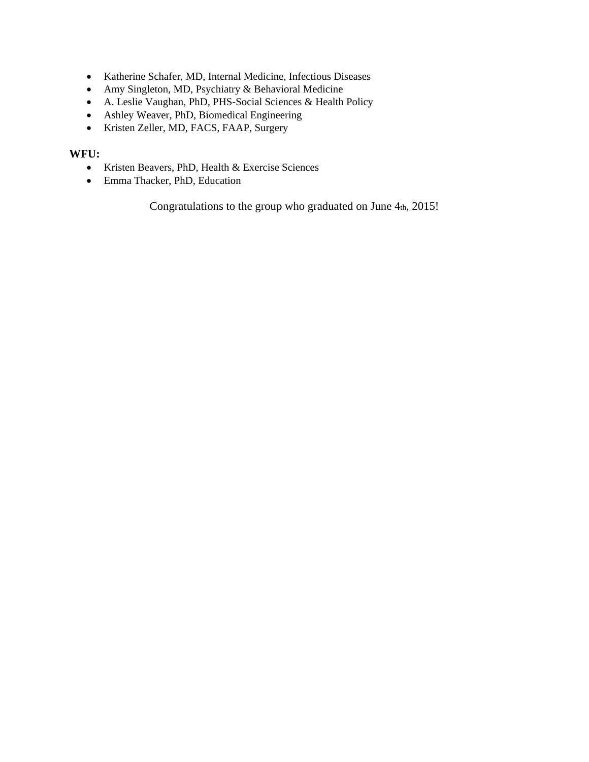- Katherine Schafer, MD, Internal Medicine, Infectious Diseases
- Amy Singleton, MD, Psychiatry & Behavioral Medicine
- A. Leslie Vaughan, PhD, PHS-Social Sciences & Health Policy
- Ashley Weaver, PhD, Biomedical Engineering
- Kristen Zeller, MD, FACS, FAAP, Surgery

**WFU:**

- Kristen Beavers, PhD, Health & Exercise Sciences
- Emma Thacker, PhD, Education

Congratulations to the group who graduated on June 4th, 2015!